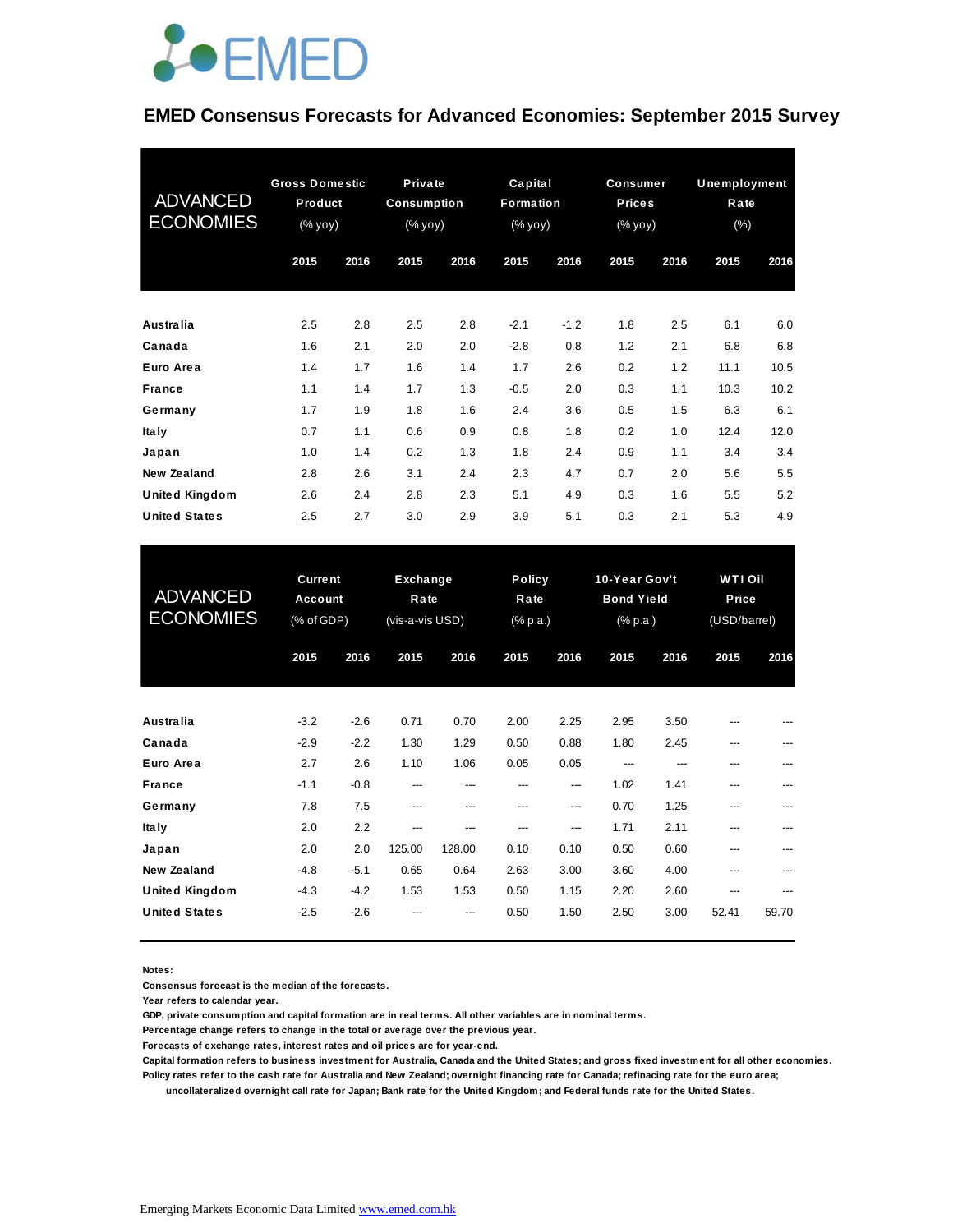EMED

# EMED Consensus Forecasts for Advanced Economies: September 2015 Survey

| ADVANCED ECONOMIES | Gross Domestic Product (% yoy) | | Private Consumption (% yoy) | | Capital Formation (% yoy) | | Consumer Prices (% yoy) | | Unemployment Rate (%) | |
|---|---|---|---|---|---|---|---|---|---|---|
| | 2015 | 2016 | 2015 | 2016 | 2015 | 2016 | 2015 | 2016 | 2015 | 2016 |
| Australia | 2.5 | 2.8 | 2.5 | 2.8 | -2.1 | -1.2 | 1.8 | 2.5 | 6.1 | 6.0 |
| Canada | 1.6 | 2.1 | 2.0 | 2.0 | -2.8 | 0.8 | 1.2 | 2.1 | 6.8 | 6.8 |
| Euro Area | 1.4 | 1.7 | 1.6 | 1.4 | 1.7 | 2.6 | 0.2 | 1.2 | 11.1 | 10.5 |
| France | 1.1 | 1.4 | 1.7 | 1.3 | -0.5 | 2.0 | 0.3 | 1.1 | 10.3 | 10.2 |
| Germany | 1.7 | 1.9 | 1.8 | 1.6 | 2.4 | 3.6 | 0.5 | 1.5 | 6.3 | 6.1 |
| Italy | 0.7 | 1.1 | 0.6 | 0.9 | 0.8 | 1.8 | 0.2 | 1.0 | 12.4 | 12.0 |
| Japan | 1.0 | 1.4 | 0.2 | 1.3 | 1.8 | 2.4 | 0.9 | 1.1 | 3.4 | 3.4 |
| New Zealand | 2.8 | 2.6 | 3.1 | 2.4 | 2.3 | 4.7 | 0.7 | 2.0 | 5.6 | 5.5 |
| United Kingdom | 2.6 | 2.4 | 2.8 | 2.3 | 5.1 | 4.9 | 0.3 | 1.6 | 5.5 | 5.2 |
| United States | 2.5 | 2.7 | 3.0 | 2.9 | 3.9 | 5.1 | 0.3 | 2.1 | 5.3 | 4.9 |

| ADVANCED ECONOMIES | Current Account (% of GDP) | | Exchange Rate (vis-a-vis USD) | | Policy Rate (% p.a.) | | 10-Year Gov't Bond Yield (% p.a.) | | WTI Oil Price (USD/barrel) | |
|---|---|---|---|---|---|---|---|---|---|---|
| | 2015 | 2016 | 2015 | 2016 | 2015 | 2016 | 2015 | 2016 | 2015 | 2016 |
| Australia | -3.2 | -2.6 | 0.71 | 0.70 | 2.00 | 2.25 | 2.95 | 3.50 | --- | --- |
| Canada | -2.9 | -2.2 | 1.30 | 1.29 | 0.50 | 0.88 | 1.80 | 2.45 | --- | --- |
| Euro Area | 2.7 | 2.6 | 1.10 | 1.06 | 0.05 | 0.05 | --- | --- | --- | --- |
| France | -1.1 | -0.8 | --- | --- | --- | --- | 1.02 | 1.41 | --- | --- |
| Germany | 7.8 | 7.5 | --- | --- | --- | --- | 0.70 | 1.25 | --- | --- |
| Italy | 2.0 | 2.2 | --- | --- | --- | --- | 1.71 | 2.11 | --- | --- |
| Japan | 2.0 | 2.0 | 125.00 | 128.00 | 0.10 | 0.10 | 0.50 | 0.60 | --- | --- |
| New Zealand | -4.8 | -5.1 | 0.65 | 0.64 | 2.63 | 3.00 | 3.60 | 4.00 | --- | --- |
| United Kingdom | -4.3 | -4.2 | 1.53 | 1.53 | 0.50 | 1.15 | 2.20 | 2.60 | --- | --- |
| United States | -2.5 | -2.6 | --- | --- | 0.50 | 1.50 | 2.50 | 3.00 | 52.41 | 59.70 |

**Notes:**

Consensus forecast is the median of the forecasts.

Year refers to calendar year.

GDP, private consumption and capital formation are in real terms. All other variables are in nominal terms.

Percentage change refers to change in the total or average over the previous year.

Forecasts of exchange rates, interest rates and oil prices are for year-end.

Capital formation refers to business investment for Australia, Canada and the United States; and gross fixed investment for all other economies.

Policy rates refer to the cash rate for Australia and New Zealand; overnight financing rate for Canada; refinacing rate for the euro area; uncollateralized overnight call rate for Japan; Bank rate for the United Kingdom; and Federal funds rate for the United States.

Emerging Markets Economic Data Limited www.emed.com.hk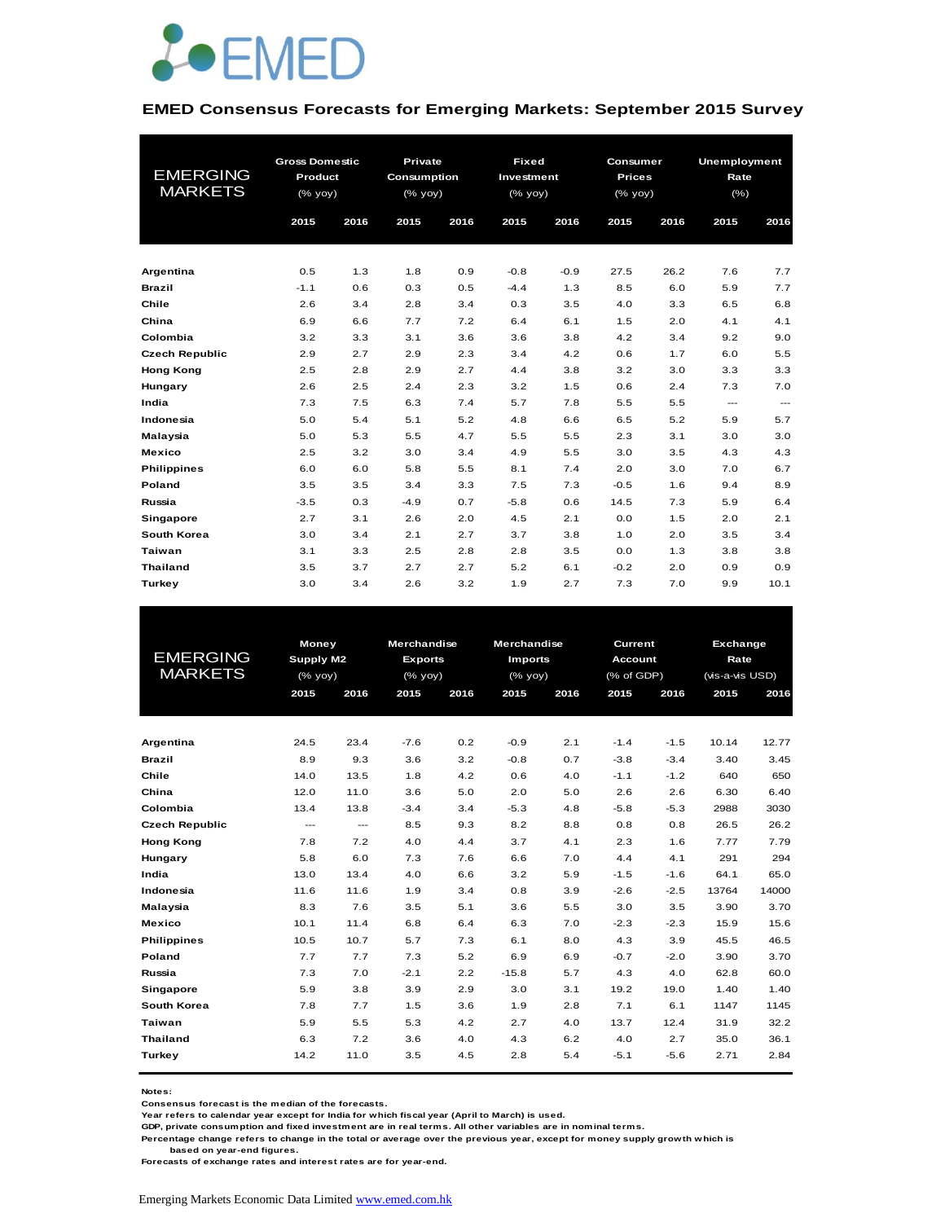# EMED Consensus Forecasts for Emerging Markets: September 2015 Survey

| EMERGING MARKETS | Gross Domestic Product (% yoy) | | Private Consumption (% yoy) | | Fixed Investment (% yoy) | | Consumer Prices (% yoy) | | Unemployment Rate (%) | |
|---|---|---|---|---|---|---|---|---|---|---|
| | 2015 | 2016 | 2015 | 2016 | 2015 | 2016 | 2015 | 2016 | 2015 | 2016 |
| **Argentina** | 0.5 | 1.3 | 1.8 | 0.9 | -0.8 | -0.9 | 27.5 | 26.2 | 7.6 | 7.7 |
| **Brazil** | -1.1 | 0.6 | 0.3 | 0.5 | -4.4 | 1.3 | 8.5 | 6.0 | 5.9 | 7.7 |
| **Chile** | 2.6 | 3.4 | 2.8 | 3.4 | 0.3 | 3.5 | 4.0 | 3.3 | 6.5 | 6.8 |
| **China** | 6.9 | 6.6 | 7.7 | 7.2 | 6.4 | 6.1 | 1.5 | 2.0 | 4.1 | 4.1 |
| **Colombia** | 3.2 | 3.3 | 3.1 | 3.6 | 3.6 | 3.8 | 4.2 | 3.4 | 9.2 | 9.0 |
| **Czech Republic** | 2.9 | 2.7 | 2.9 | 2.3 | 3.4 | 4.2 | 0.6 | 1.7 | 6.0 | 5.5 |
| **Hong Kong** | 2.5 | 2.8 | 2.9 | 2.7 | 4.4 | 3.8 | 3.2 | 3.0 | 3.3 | 3.3 |
| **Hungary** | 2.6 | 2.5 | 2.4 | 2.3 | 3.2 | 1.5 | 0.6 | 2.4 | 7.3 | 7.0 |
| **India** | 7.3 | 7.5 | 6.3 | 7.4 | 5.7 | 7.8 | 5.5 | 5.5 | --- | --- |
| **Indonesia** | 5.0 | 5.4 | 5.1 | 5.2 | 4.8 | 6.6 | 6.5 | 5.2 | 5.9 | 5.7 |
| **Malaysia** | 5.0 | 5.3 | 5.5 | 4.7 | 5.5 | 5.5 | 2.3 | 3.1 | 3.0 | 3.0 |
| **Mexico** | 2.5 | 3.2 | 3.0 | 3.4 | 4.9 | 5.5 | 3.0 | 3.5 | 4.3 | 4.3 |
| **Philippines** | 6.0 | 6.0 | 5.8 | 5.5 | 8.1 | 7.4 | 2.0 | 3.0 | 7.0 | 6.7 |
| **Poland** | 3.5 | 3.5 | 3.4 | 3.3 | 7.5 | 7.3 | -0.5 | 1.6 | 9.4 | 8.9 |
| **Russia** | -3.5 | 0.3 | -4.9 | 0.7 | -5.8 | 0.6 | 14.5 | 7.3 | 5.9 | 6.4 |
| **Singapore** | 2.7 | 3.1 | 2.6 | 2.0 | 4.5 | 2.1 | 0.0 | 1.5 | 2.0 | 2.1 |
| **South Korea** | 3.0 | 3.4 | 2.1 | 2.7 | 3.7 | 3.8 | 1.0 | 2.0 | 3.5 | 3.4 |
| **Taiwan** | 3.1 | 3.3 | 2.5 | 2.8 | 2.8 | 3.5 | 0.0 | 1.3 | 3.8 | 3.8 |
| **Thailand** | 3.5 | 3.7 | 2.7 | 2.7 | 5.2 | 6.1 | -0.2 | 2.0 | 0.9 | 0.9 |
| **Turkey** | 3.0 | 3.4 | 2.6 | 3.2 | 1.9 | 2.7 | 7.3 | 7.0 | 9.9 | 10.1 |

| EMERGING MARKETS | Money Supply M2 (% yoy) | | Merchandise Exports (% yoy) | | Merchandise Imports (% yoy) | | Current Account (% of GDP) | | Exchange Rate (vis-a-vis USD) | |
|---|---|---|---|---|---|---|---|---|---|---|
| | 2015 | 2016 | 2015 | 2016 | 2015 | 2016 | 2015 | 2016 | 2015 | 2016 |
| **Argentina** | 24.5 | 23.4 | -7.6 | 0.2 | -0.9 | 2.1 | -1.4 | -1.5 | 10.14 | 12.77 |
| **Brazil** | 8.9 | 9.3 | 3.6 | 3.2 | -0.8 | 0.7 | -3.8 | -3.4 | 3.40 | 3.45 |
| **Chile** | 14.0 | 13.5 | 1.8 | 4.2 | 0.6 | 4.0 | -1.1 | -1.2 | 640 | 650 |
| **China** | 12.0 | 11.0 | 3.6 | 5.0 | 2.0 | 5.0 | 2.6 | 2.6 | 6.30 | 6.40 |
| **Colombia** | 13.4 | 13.8 | -3.4 | 3.4 | -5.3 | 4.8 | -5.8 | -5.3 | 2988 | 3030 |
| **Czech Republic** | --- | --- | 8.5 | 9.3 | 8.2 | 8.8 | 0.8 | 0.8 | 26.5 | 26.2 |
| **Hong Kong** | 7.8 | 7.2 | 4.0 | 4.4 | 3.7 | 4.1 | 2.3 | 1.6 | 7.77 | 7.79 |
| **Hungary** | 5.8 | 6.0 | 7.3 | 7.6 | 6.6 | 7.0 | 4.4 | 4.1 | 291 | 294 |
| **India** | 13.0 | 13.4 | 4.0 | 6.6 | 3.2 | 5.9 | -1.5 | -1.6 | 64.1 | 65.0 |
| **Indonesia** | 11.6 | 11.6 | 1.9 | 3.4 | 0.8 | 3.9 | -2.6 | -2.5 | 13764 | 14000 |
| **Malaysia** | 8.3 | 7.6 | 3.5 | 5.1 | 3.6 | 5.5 | 3.0 | 3.5 | 3.90 | 3.70 |
| **Mexico** | 10.1 | 11.4 | 6.8 | 6.4 | 6.3 | 7.0 | -2.3 | -2.3 | 15.9 | 15.6 |
| **Philippines** | 10.5 | 10.7 | 5.7 | 7.3 | 6.1 | 8.0 | 4.3 | 3.9 | 45.5 | 46.5 |
| **Poland** | 7.7 | 7.7 | 7.3 | 5.2 | 6.9 | 6.9 | -0.7 | -2.0 | 3.90 | 3.70 |
| **Russia** | 7.3 | 7.0 | -2.1 | 2.2 | -15.8 | 5.7 | 4.3 | 4.0 | 62.8 | 60.0 |
| **Singapore** | 5.9 | 3.8 | 3.9 | 2.9 | 3.0 | 3.1 | 19.2 | 19.0 | 1.40 | 1.40 |
| **South Korea** | 7.8 | 7.7 | 1.5 | 3.6 | 1.9 | 2.8 | 7.1 | 6.1 | 1147 | 1145 |
| **Taiwan** | 5.9 | 5.5 | 5.3 | 4.2 | 2.7 | 4.0 | 13.7 | 12.4 | 31.9 | 32.2 |
| **Thailand** | 6.3 | 7.2 | 3.6 | 4.0 | 4.3 | 6.2 | 4.0 | 2.7 | 35.0 | 36.1 |
| **Turkey** | 14.2 | 11.0 | 3.5 | 4.5 | 2.8 | 5.4 | -5.1 | -5.6 | 2.71 | 2.84 |

**Notes:**
**Consensus forecast is the median of the forecasts.**
**Year refers to calendar year except for India for which fiscal year (April to March) is used.**
**GDP, private consumption and fixed investment are in real terms. All other variables are in nominal terms.**
**Percentage change refers to change in the total or average over the previous year, except for money supply growth which is based on year-end figures.**
**Forecasts of exchange rates and interest rates are for year-end.**

Emerging Markets Economic Data Limited www.emed.com.hk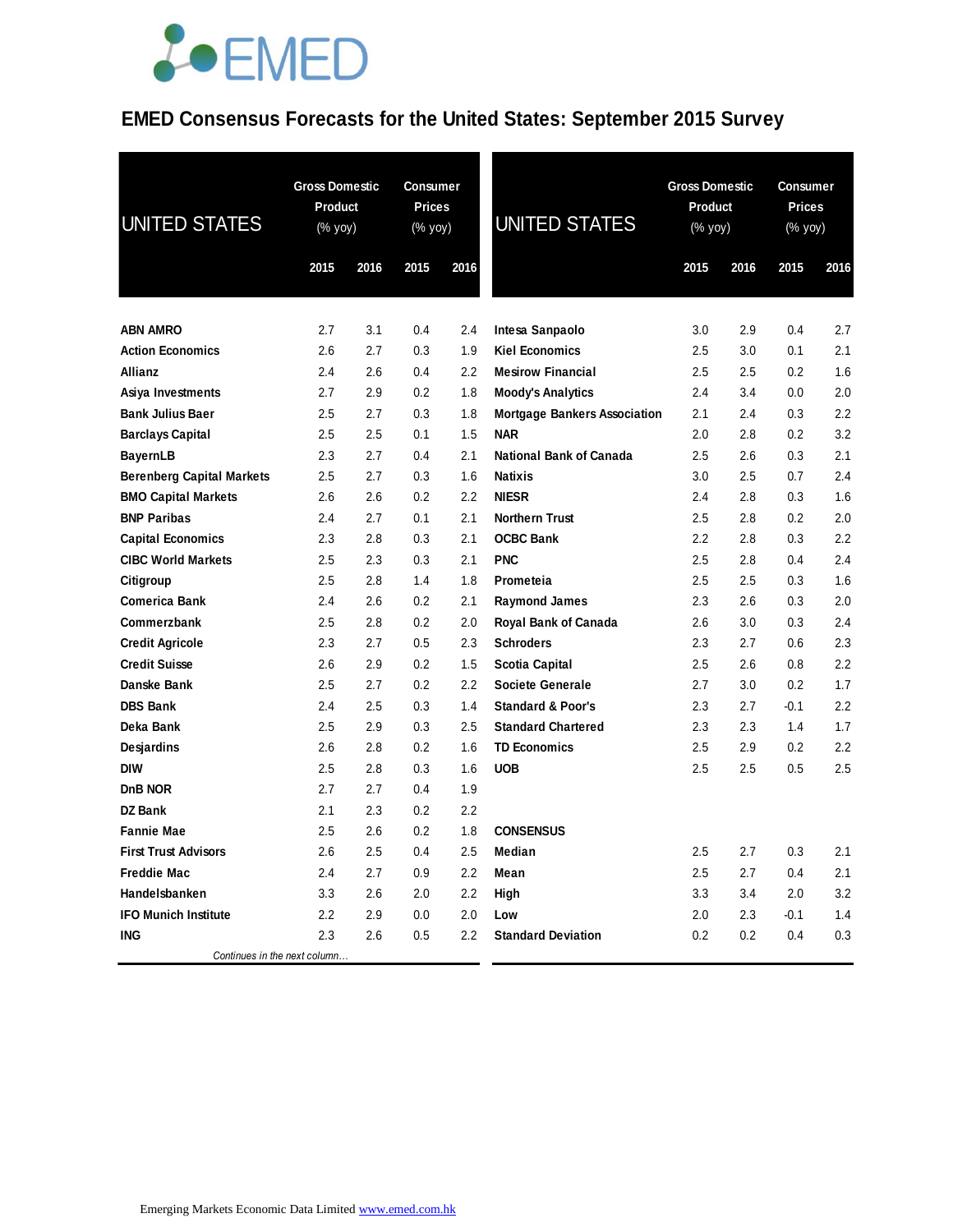# EMED Consensus Forecasts for the United States: September 2015 Survey

| UNITED STATES | Gross Domestic Product (% yoy) | | Consumer Prices (% yoy) | |
|---|---|---|---|---|
| | 2015 | 2016 | 2015 | 2016 |
| **ABN AMRO** | 2.7 | 3.1 | 0.4 | 2.4 |
| **Action Economics** | 2.6 | 2.7 | 0.3 | 1.9 |
| **Allianz** | 2.4 | 2.6 | 0.4 | 2.2 |
| **Asiya Investments** | 2.7 | 2.9 | 0.2 | 1.8 |
| **Bank Julius Baer** | 2.5 | 2.7 | 0.3 | 1.8 |
| **Barclays Capital** | 2.5 | 2.5 | 0.1 | 1.5 |
| **BayernLB** | 2.3 | 2.7 | 0.4 | 2.1 |
| **Berenberg Capital Markets** | 2.5 | 2.7 | 0.3 | 1.6 |
| **BMO Capital Markets** | 2.6 | 2.6 | 0.2 | 2.2 |
| **BNP Paribas** | 2.4 | 2.7 | 0.1 | 2.1 |
| **Capital Economics** | 2.3 | 2.8 | 0.3 | 2.1 |
| **CIBC World Markets** | 2.5 | 2.3 | 0.3 | 2.1 |
| **Citigroup** | 2.5 | 2.8 | 1.4 | 1.8 |
| **Comerica Bank** | 2.4 | 2.6 | 0.2 | 2.1 |
| **Commerzbank** | 2.5 | 2.8 | 0.2 | 2.0 |
| **Credit Agricole** | 2.3 | 2.7 | 0.5 | 2.3 |
| **Credit Suisse** | 2.6 | 2.9 | 0.2 | 1.5 |
| **Danske Bank** | 2.5 | 2.7 | 0.2 | 2.2 |
| **DBS Bank** | 2.4 | 2.5 | 0.3 | 1.4 |
| **Deka Bank** | 2.5 | 2.9 | 0.3 | 2.5 |
| **Desjardins** | 2.6 | 2.8 | 0.2 | 1.6 |
| **DIW** | 2.5 | 2.8 | 0.3 | 1.6 |
| **DnB NOR** | 2.7 | 2.7 | 0.4 | 1.9 |
| **DZ Bank** | 2.1 | 2.3 | 0.2 | 2.2 |
| **Fannie Mae** | 2.5 | 2.6 | 0.2 | 1.8 |
| **First Trust Advisors** | 2.6 | 2.5 | 0.4 | 2.5 |
| **Freddie Mac** | 2.4 | 2.7 | 0.9 | 2.2 |
| **Handelsbanken** | 3.3 | 2.6 | 2.0 | 2.2 |
| **IFO Munich Institute** | 2.2 | 2.9 | 0.0 | 2.0 |
| **ING** | 2.3 | 2.6 | 0.5 | 2.2 |
| **Intesa Sanpaolo** | 3.0 | 2.9 | 0.4 | 2.7 |
| **Kiel Economics** | 2.5 | 3.0 | 0.1 | 2.1 |
| **Mesirow Financial** | 2.5 | 2.5 | 0.2 | 1.6 |
| **Moody's Analytics** | 2.4 | 3.4 | 0.0 | 2.0 |
| **Mortgage Bankers Association** | 2.1 | 2.4 | 0.3 | 2.2 |
| **NAR** | 2.0 | 2.8 | 0.2 | 3.2 |
| **National Bank of Canada** | 2.5 | 2.6 | 0.3 | 2.1 |
| **Natixis** | 3.0 | 2.5 | 0.7 | 2.4 |
| **NIESR** | 2.4 | 2.8 | 0.3 | 1.6 |
| **Northern Trust** | 2.5 | 2.8 | 0.2 | 2.0 |
| **OCBC Bank** | 2.2 | 2.8 | 0.3 | 2.2 |
| **PNC** | 2.5 | 2.8 | 0.4 | 2.4 |
| **Prometeia** | 2.5 | 2.5 | 0.3 | 1.6 |
| **Raymond James** | 2.3 | 2.6 | 0.3 | 2.0 |
| **Royal Bank of Canada** | 2.6 | 3.0 | 0.3 | 2.4 |
| **Schroders** | 2.3 | 2.7 | 0.6 | 2.3 |
| **Scotia Capital** | 2.5 | 2.6 | 0.8 | 2.2 |
| **Societe Generale** | 2.7 | 3.0 | 0.2 | 1.7 |
| **Standard & Poor's** | 2.3 | 2.7 | -0.1 | 2.2 |
| **Standard Chartered** | 2.3 | 2.3 | 1.4 | 1.7 |
| **TD Economics** | 2.5 | 2.9 | 0.2 | 2.2 |
| **UOB** | 2.5 | 2.5 | 0.5 | 2.5 |
| **CONSENSUS** | | | | |
| **Median** | 2.5 | 2.7 | 0.3 | 2.1 |
| **Mean** | 2.5 | 2.7 | 0.4 | 2.1 |
| **High** | 3.3 | 3.4 | 2.0 | 3.2 |
| **Low** | 2.0 | 2.3 | -0.1 | 1.4 |
| **Standard Deviation** | 0.2 | 0.2 | 0.4 | 0.3 |

Emerging Markets Economic Data Limited www.emed.com.hk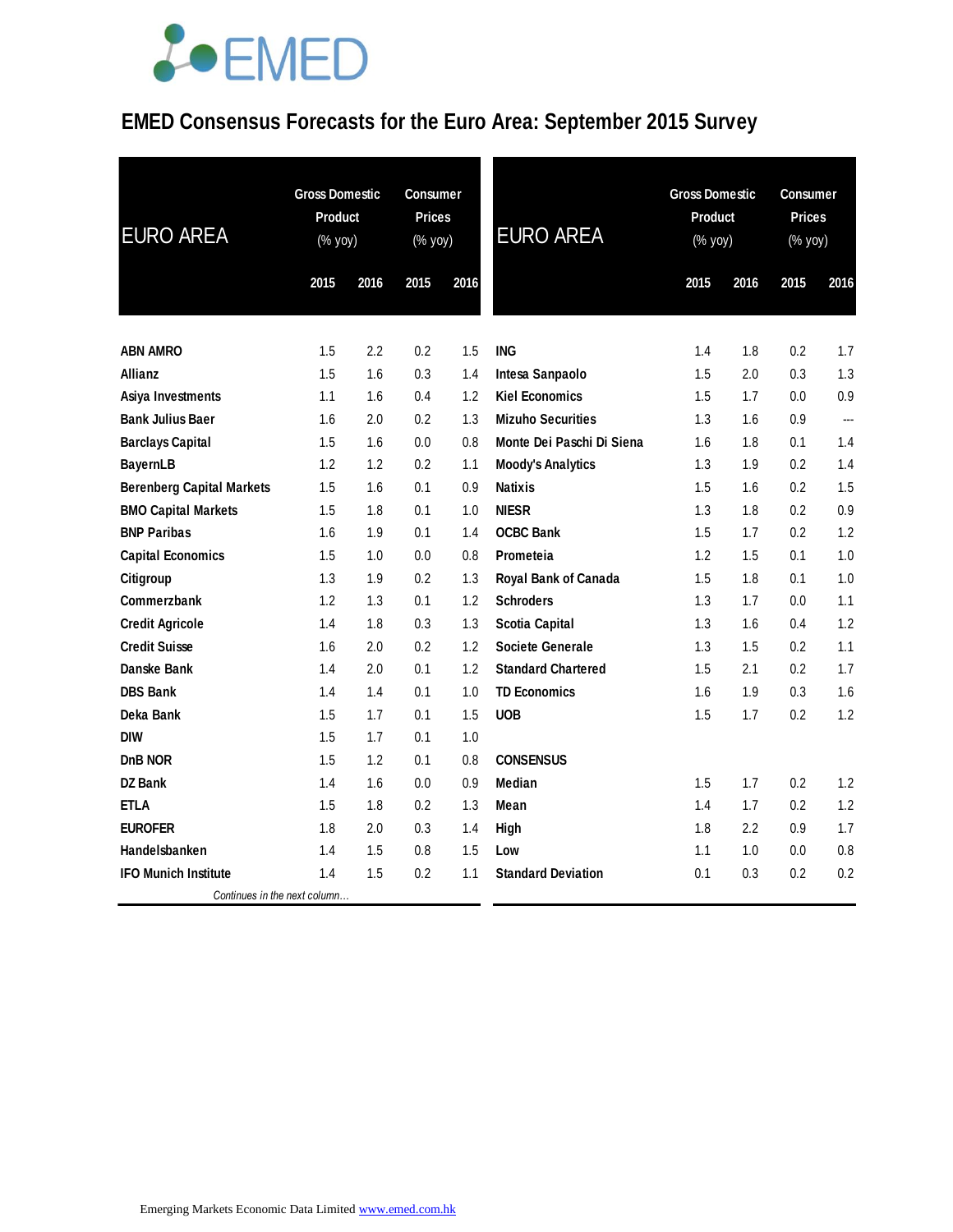# EMED Consensus Forecasts for the Euro Area: September 2015 Survey

| EURO AREA | Gross Domestic Product (% yoy) | | Consumer Prices (% yoy) | |
|---|---|---|---|---|
| | 2015 | 2016 | 2015 | 2016 |
| ABN AMRO | 1.5 | 2.2 | 0.2 | 1.5 |
| Allianz | 1.5 | 1.6 | 0.3 | 1.4 |
| Asiya Investments | 1.1 | 1.6 | 0.4 | 1.2 |
| Bank Julius Baer | 1.6 | 2.0 | 0.2 | 1.3 |
| Barclays Capital | 1.5 | 1.6 | 0.0 | 0.8 |
| BayernLB | 1.2 | 1.2 | 0.2 | 1.1 |
| Berenberg Capital Markets | 1.5 | 1.6 | 0.1 | 0.9 |
| BMO Capital Markets | 1.5 | 1.8 | 0.1 | 1.0 |
| BNP Paribas | 1.6 | 1.9 | 0.1 | 1.4 |
| Capital Economics | 1.5 | 1.0 | 0.0 | 0.8 |
| Citigroup | 1.3 | 1.9 | 0.2 | 1.3 |
| Commerzbank | 1.2 | 1.3 | 0.1 | 1.2 |
| Credit Agricole | 1.4 | 1.8 | 0.3 | 1.3 |
| Credit Suisse | 1.6 | 2.0 | 0.2 | 1.2 |
| Danske Bank | 1.4 | 2.0 | 0.1 | 1.2 |
| DBS Bank | 1.4 | 1.4 | 0.1 | 1.0 |
| Deka Bank | 1.5 | 1.7 | 0.1 | 1.5 |
| DIW | 1.5 | 1.7 | 0.1 | 1.0 |
| DnB NOR | 1.5 | 1.2 | 0.1 | 0.8 |
| DZ Bank | 1.4 | 1.6 | 0.0 | 0.9 |
| ETLA | 1.5 | 1.8 | 0.2 | 1.3 |
| EUROFER | 1.8 | 2.0 | 0.3 | 1.4 |
| Handelsbanken | 1.4 | 1.5 | 0.8 | 1.5 |
| IFO Munich Institute | 1.4 | 1.5 | 0.2 | 1.1 |
| ING | 1.4 | 1.8 | 0.2 | 1.7 |
| Intesa Sanpaolo | 1.5 | 2.0 | 0.3 | 1.3 |
| Kiel Economics | 1.5 | 1.7 | 0.0 | 0.9 |
| Mizuho Securities | 1.3 | 1.6 | 0.9 | --- |
| Monte Dei Paschi Di Siena | 1.6 | 1.8 | 0.1 | 1.4 |
| Moody's Analytics | 1.3 | 1.9 | 0.2 | 1.4 |
| Natixis | 1.5 | 1.6 | 0.2 | 1.5 |
| NIESR | 1.3 | 1.8 | 0.2 | 0.9 |
| OCBC Bank | 1.5 | 1.7 | 0.2 | 1.2 |
| Prometeia | 1.2 | 1.5 | 0.1 | 1.0 |
| Royal Bank of Canada | 1.5 | 1.8 | 0.1 | 1.0 |
| Schroders | 1.3 | 1.7 | 0.0 | 1.1 |
| Scotia Capital | 1.3 | 1.6 | 0.4 | 1.2 |
| Societe Generale | 1.3 | 1.5 | 0.2 | 1.1 |
| Standard Chartered | 1.5 | 2.1 | 0.2 | 1.7 |
| TD Economics | 1.6 | 1.9 | 0.3 | 1.6 |
| UOB | 1.5 | 1.7 | 0.2 | 1.2 |
| **CONSENSUS** | | | | |
| Median | 1.5 | 1.7 | 0.2 | 1.2 |
| Mean | 1.4 | 1.7 | 0.2 | 1.2 |
| High | 1.8 | 2.2 | 0.9 | 1.7 |
| Low | 1.1 | 1.0 | 0.0 | 0.8 |
| Standard Deviation | 0.1 | 0.3 | 0.2 | 0.2 |

*Continues in the next column…*

Emerging Markets Economic Data Limited www.emed.com.hk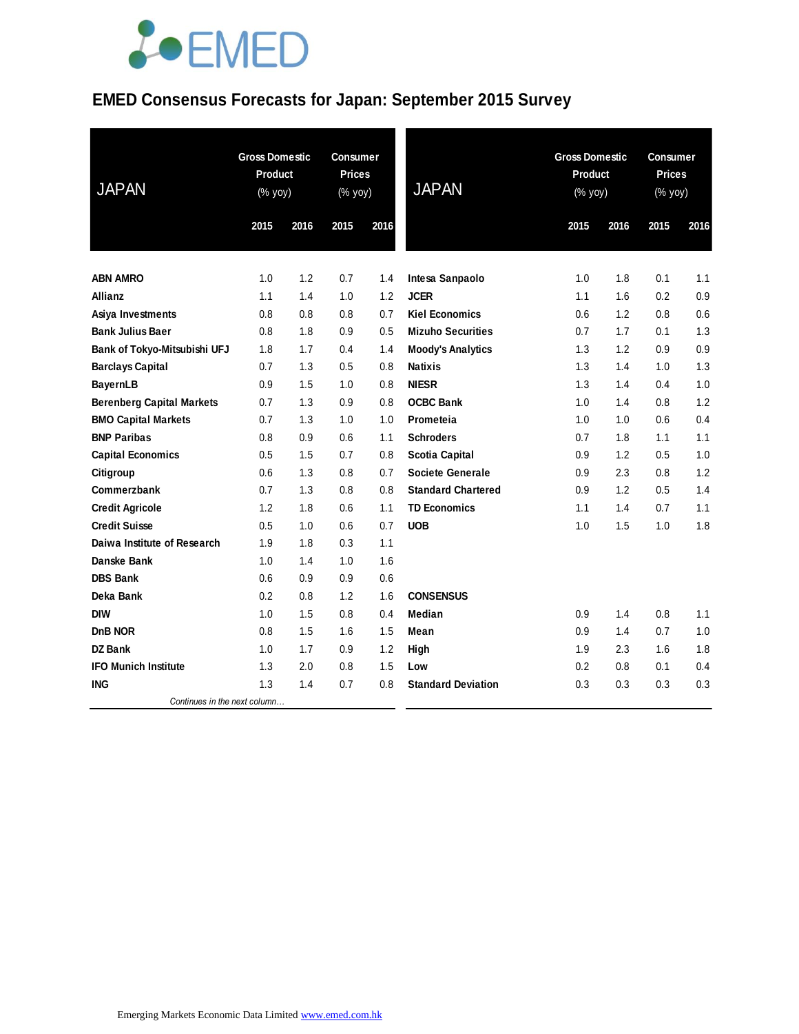# EMED Consensus Forecasts for Japan: September 2015 Survey

| JAPAN | Gross Domestic Product (% yoy) | | Consumer Prices (% yoy) | |
|---|---|---|---|---|
| | 2015 | 2016 | 2015 | 2016 |
| **ABN AMRO** | 1.0 | 1.2 | 0.7 | 1.4 |
| **Allianz** | 1.1 | 1.4 | 1.0 | 1.2 |
| **Asiya Investments** | 0.8 | 0.8 | 0.8 | 0.7 |
| **Bank Julius Baer** | 0.8 | 1.8 | 0.9 | 0.5 |
| **Bank of Tokyo-Mitsubishi UFJ** | 1.8 | 1.7 | 0.4 | 1.4 |
| **Barclays Capital** | 0.7 | 1.3 | 0.5 | 0.8 |
| **BayernLB** | 0.9 | 1.5 | 1.0 | 0.8 |
| **Berenberg Capital Markets** | 0.7 | 1.3 | 0.9 | 0.8 |
| **BMO Capital Markets** | 0.7 | 1.3 | 1.0 | 1.0 |
| **BNP Paribas** | 0.8 | 0.9 | 0.6 | 1.1 |
| **Capital Economics** | 0.5 | 1.5 | 0.7 | 0.8 |
| **Citigroup** | 0.6 | 1.3 | 0.8 | 0.7 |
| **Commerzbank** | 0.7 | 1.3 | 0.8 | 0.8 |
| **Credit Agricole** | 1.2 | 1.8 | 0.6 | 1.1 |
| **Credit Suisse** | 0.5 | 1.0 | 0.6 | 0.7 |
| **Daiwa Institute of Research** | 1.9 | 1.8 | 0.3 | 1.1 |
| **Danske Bank** | 1.0 | 1.4 | 1.0 | 1.6 |
| **DBS Bank** | 0.6 | 0.9 | 0.9 | 0.6 |
| **Deka Bank** | 0.2 | 0.8 | 1.2 | 1.6 |
| **DIW** | 1.0 | 1.5 | 0.8 | 0.4 |
| **DnB NOR** | 0.8 | 1.5 | 1.6 | 1.5 |
| **DZ Bank** | 1.0 | 1.7 | 0.9 | 1.2 |
| **IFO Munich Institute** | 1.3 | 2.0 | 0.8 | 1.5 |
| **ING** | 1.3 | 1.4 | 0.7 | 0.8 |
| **Intesa Sanpaolo** | 1.0 | 1.8 | 0.1 | 1.1 |
| **JCER** | 1.1 | 1.6 | 0.2 | 0.9 |
| **Kiel Economics** | 0.6 | 1.2 | 0.8 | 0.6 |
| **Mizuho Securities** | 0.7 | 1.7 | 0.1 | 1.3 |
| **Moody's Analytics** | 1.3 | 1.2 | 0.9 | 0.9 |
| **Natixis** | 1.3 | 1.4 | 1.0 | 1.3 |
| **NIESR** | 1.3 | 1.4 | 0.4 | 1.0 |
| **OCBC Bank** | 1.0 | 1.4 | 0.8 | 1.2 |
| **Prometeia** | 1.0 | 1.0 | 0.6 | 0.4 |
| **Schroders** | 0.7 | 1.8 | 1.1 | 1.1 |
| **Scotia Capital** | 0.9 | 1.2 | 0.5 | 1.0 |
| **Societe Generale** | 0.9 | 2.3 | 0.8 | 1.2 |
| **Standard Chartered** | 0.9 | 1.2 | 0.5 | 1.4 |
| **TD Economics** | 1.1 | 1.4 | 0.7 | 1.1 |
| **UOB** | 1.0 | 1.5 | 1.0 | 1.8 |
| **CONSENSUS** | | | | |
| **Median** | 0.9 | 1.4 | 0.8 | 1.1 |
| **Mean** | 0.9 | 1.4 | 0.7 | 1.0 |
| **High** | 1.9 | 2.3 | 1.6 | 1.8 |
| **Low** | 0.2 | 0.8 | 0.1 | 0.4 |
| **Standard Deviation** | 0.3 | 0.3 | 0.3 | 0.3 |

*Continues in the next column…*

Emerging Markets Economic Data Limited www.emed.com.hk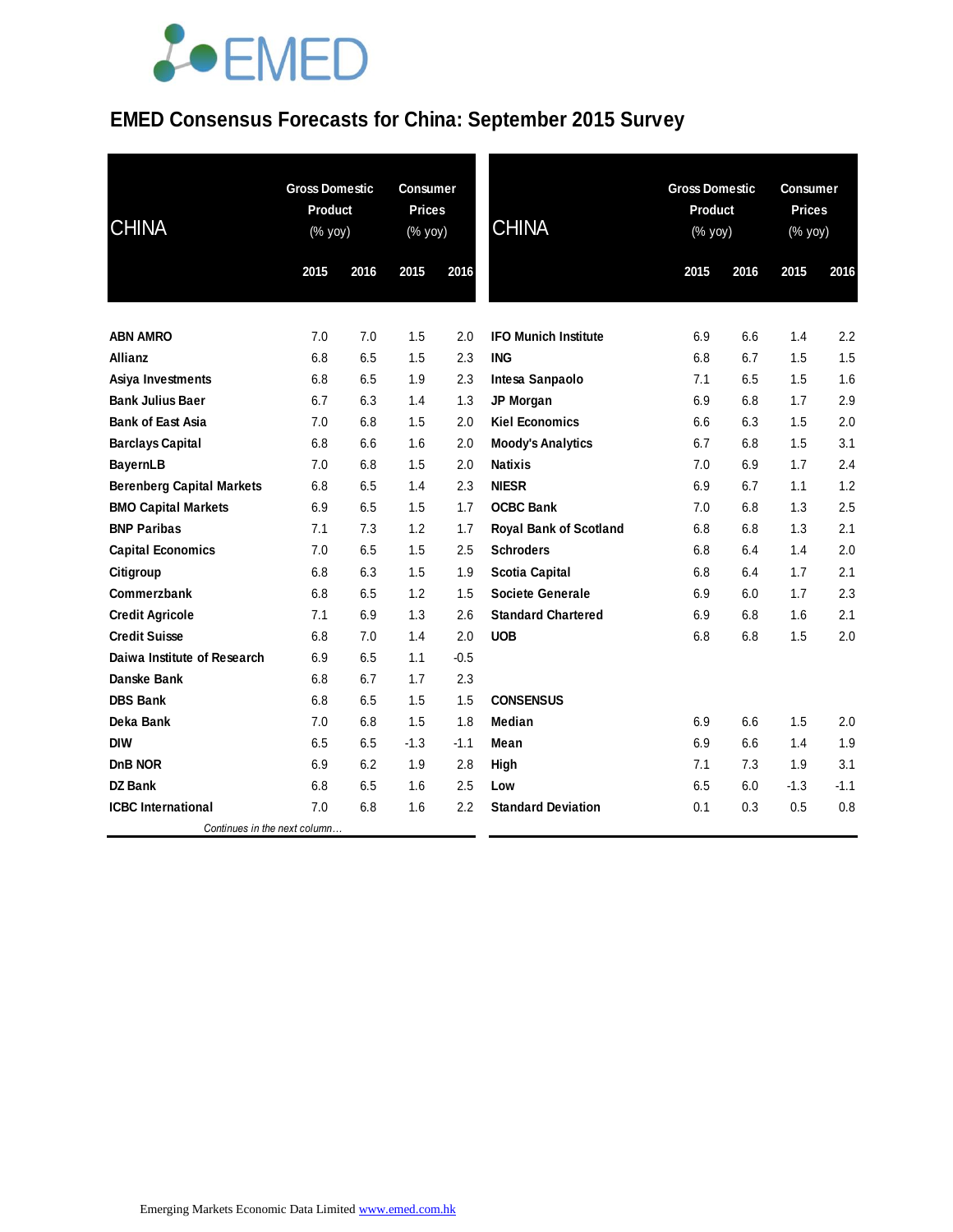# EMED Consensus Forecasts for China: September 2015 Survey

| CHINA | Gross Domestic Product (% yoy) | | Consumer Prices (% yoy) | |
|---|---|---|---|---|
| | 2015 | 2016 | 2015 | 2016 |
| ABN AMRO | 7.0 | 7.0 | 1.5 | 2.0 |
| Allianz | 6.8 | 6.5 | 1.5 | 2.3 |
| Asiya Investments | 6.8 | 6.5 | 1.9 | 2.3 |
| Bank Julius Baer | 6.7 | 6.3 | 1.4 | 1.3 |
| Bank of East Asia | 7.0 | 6.8 | 1.5 | 2.0 |
| Barclays Capital | 6.8 | 6.6 | 1.6 | 2.0 |
| BayernLB | 7.0 | 6.8 | 1.5 | 2.0 |
| Berenberg Capital Markets | 6.8 | 6.5 | 1.4 | 2.3 |
| BMO Capital Markets | 6.9 | 6.5 | 1.5 | 1.7 |
| BNP Paribas | 7.1 | 7.3 | 1.2 | 1.7 |
| Capital Economics | 7.0 | 6.5 | 1.5 | 2.5 |
| Citigroup | 6.8 | 6.3 | 1.5 | 1.9 |
| Commerzbank | 6.8 | 6.5 | 1.2 | 1.5 |
| Credit Agricole | 7.1 | 6.9 | 1.3 | 2.6 |
| Credit Suisse | 6.8 | 7.0 | 1.4 | 2.0 |
| Daiwa Institute of Research | 6.9 | 6.5 | 1.1 | -0.5 |
| Danske Bank | 6.8 | 6.7 | 1.7 | 2.3 |
| DBS Bank | 6.8 | 6.5 | 1.5 | 1.5 |
| Deka Bank | 7.0 | 6.8 | 1.5 | 1.8 |
| DIW | 6.5 | 6.5 | -1.3 | -1.1 |
| DnB NOR | 6.9 | 6.2 | 1.9 | 2.8 |
| DZ Bank | 6.8 | 6.5 | 1.6 | 2.5 |
| ICBC International | 7.0 | 6.8 | 1.6 | 2.2 |
| IFO Munich Institute | 6.9 | 6.6 | 1.4 | 2.2 |
| ING | 6.8 | 6.7 | 1.5 | 1.5 |
| Intesa Sanpaolo | 7.1 | 6.5 | 1.5 | 1.6 |
| JP Morgan | 6.9 | 6.8 | 1.7 | 2.9 |
| Kiel Economics | 6.6 | 6.3 | 1.5 | 2.0 |
| Moody's Analytics | 6.7 | 6.8 | 1.5 | 3.1 |
| Natixis | 7.0 | 6.9 | 1.7 | 2.4 |
| NIESR | 6.9 | 6.7 | 1.1 | 1.2 |
| OCBC Bank | 7.0 | 6.8 | 1.3 | 2.5 |
| Royal Bank of Scotland | 6.8 | 6.8 | 1.3 | 2.1 |
| Schroders | 6.8 | 6.4 | 1.4 | 2.0 |
| Scotia Capital | 6.8 | 6.4 | 1.7 | 2.1 |
| Societe Generale | 6.9 | 6.0 | 1.7 | 2.3 |
| Standard Chartered | 6.9 | 6.8 | 1.6 | 2.1 |
| UOB | 6.8 | 6.8 | 1.5 | 2.0 |
| **CONSENSUS** | | | | |
| Median | 6.9 | 6.6 | 1.5 | 2.0 |
| Mean | 6.9 | 6.6 | 1.4 | 1.9 |
| High | 7.1 | 7.3 | 1.9 | 3.1 |
| Low | 6.5 | 6.0 | -1.3 | -1.1 |
| Standard Deviation | 0.1 | 0.3 | 0.5 | 0.8 |

*Continues in the next column…*

Emerging Markets Economic Data Limited www.emed.com.hk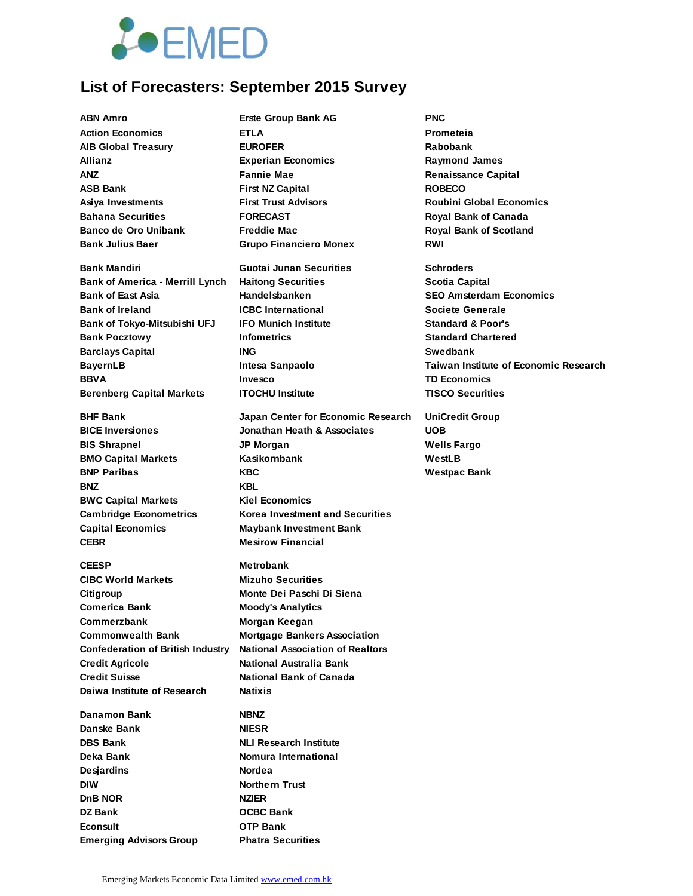# List of Forecasters: September 2015 Survey

ABN Amro
Action Economics
AIB Global Treasury
Allianz
ANZ
ASB Bank
Asiya Investments
Bahana Securities
Banco de Oro Unibank
Bank Julius Baer

Bank Mandiri
Bank of America - Merrill Lynch
Bank of East Asia
Bank of Ireland
Bank of Tokyo-Mitsubishi UFJ
Bank Pocztowy
Barclays Capital
BayernLB
BBVA
Berenberg Capital Markets

BHF Bank
BICE Inversiones
BIS Shrapnel
BMO Capital Markets
BNP Paribas
BNZ
BWC Capital Markets
Cambridge Econometrics
Capital Economics
CEBR

CEESP
CIBC World Markets
Citigroup
Comerica Bank
Commerzbank
Commonwealth Bank
Confederation of British Industry
Credit Agricole
Credit Suisse
Daiwa Institute of Research

Danamon Bank
Danske Bank
DBS Bank
Deka Bank
Desjardins
DIW
DnB NOR
DZ Bank
Econsult
Emerging Advisors Group

Erste Group Bank AG
ETLA
EUROFER
Experian Economics
Fannie Mae
First NZ Capital
First Trust Advisors
FORECAST
Freddie Mac
Grupo Financiero Monex

Guotai Junan Securities
Haitong Securities
Handelsbanken
ICBC International
IFO Munich Institute
Infometrics
ING
Intesa Sanpaolo
Invesco
ITOCHU Institute

Japan Center for Economic Research
Jonathan Heath & Associates
JP Morgan
Kasikornbank
KBC
KBL
Kiel Economics
Korea Investment and Securities
Maybank Investment Bank
Mesirow Financial

Metrobank
Mizuho Securities
Monte Dei Paschi Di Siena
Moody's Analytics
Morgan Keegan
Mortgage Bankers Association
National Association of Realtors
National Australia Bank
National Bank of Canada
Natixis

NBNZ
NIESR
NLI Research Institute
Nomura International
Nordea
Northern Trust
NZIER
OCBC Bank
OTP Bank
Phatra Securities

PNC
Prometeia
Rabobank
Raymond James
Renaissance Capital
ROBECO
Roubini Global Economics
Royal Bank of Canada
Royal Bank of Scotland
RWI

Schroders
Scotia Capital
SEO Amsterdam Economics
Societe Generale
Standard & Poor's
Standard Chartered
Swedbank
Taiwan Institute of Economic Research
TD Economics
TISCO Securities

UniCredit Group
UOB
Wells Fargo
WestLB
Westpac Bank

Emerging Markets Economic Data Limited www.emed.com.hk